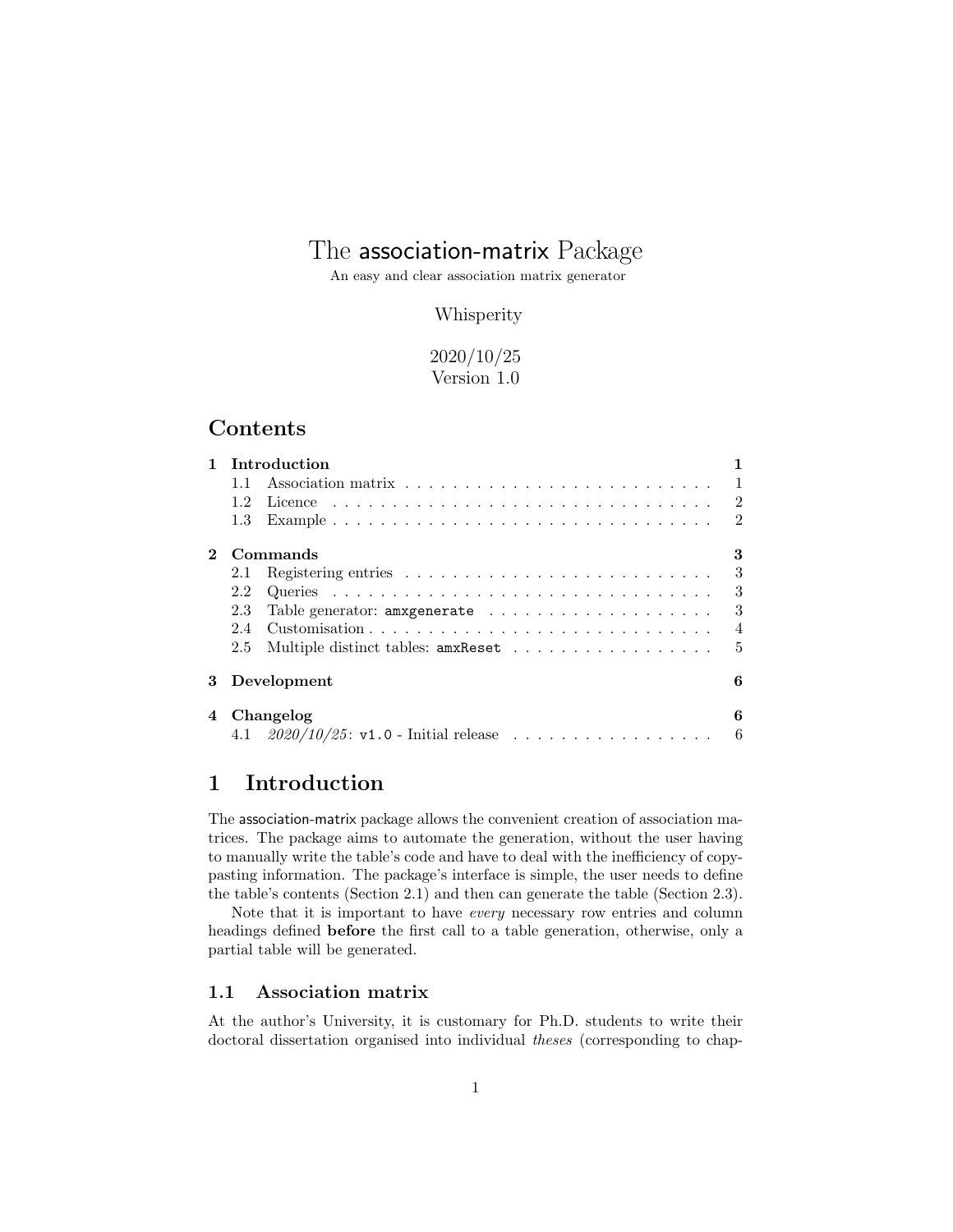# The association-matrix Package

An easy and clear association matrix generator

Whisperity

2020/10/25
Version 1.0

## Contents

- 1 Introduction — 1
  - 1.1 Association matrix — 1
  - 1.2 Licence — 2
  - 1.3 Example — 2
- 2 Commands — 3
  - 2.1 Registering entries — 3
  - 2.2 Queries — 3
  - 2.3 Table generator: `amxgenerate` — 3
  - 2.4 Customisation — 4
  - 2.5 Multiple distinct tables: `amxReset` — 5
- 3 Development — 6
- 4 Changelog — 6
  - 4.1 *2020/10/25*: `v1.0` - Initial release — 6

## 1 Introduction

The association-matrix package allows the convenient creation of association matrices. The package aims to automate the generation, without the user having to manually write the table's code and have to deal with the inefficiency of copy-pasting information. The package's interface is simple, the user needs to define the table's contents (Section 2.1) and then can generate the table (Section 2.3).

Note that it is important to have *every* necessary row entries and column headings defined **before** the first call to a table generation, otherwise, only a partial table will be generated.

### 1.1 Association matrix

At the author's University, it is customary for Ph.D. students to write their doctoral dissertation organised into individual *theses* (corresponding to chap-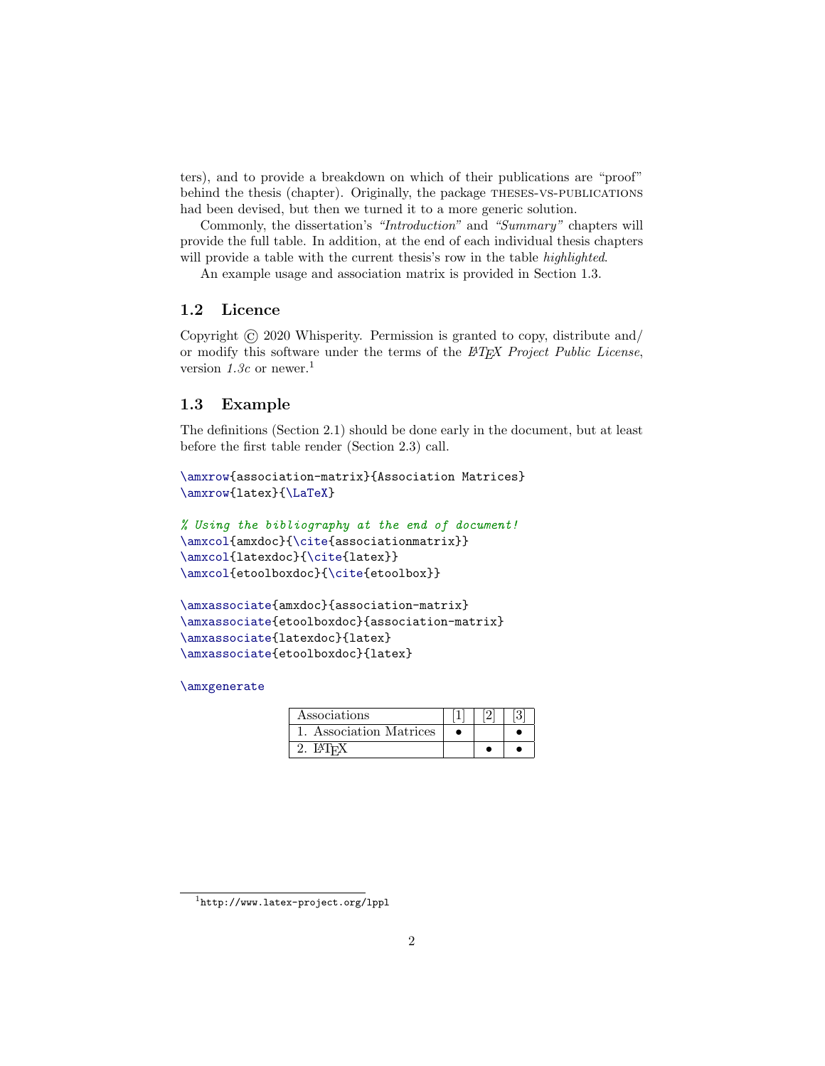ters), and to provide a breakdown on which of their publications are "proof" behind the thesis (chapter). Originally, the package THESES-VS-PUBLICATIONS had been devised, but then we turned it to a more generic solution.

Commonly, the dissertation's *"Introduction"* and *"Summary"* chapters will provide the full table. In addition, at the end of each individual thesis chapters will provide a table with the current thesis's row in the table *highlighted*.

An example usage and association matrix is provided in Section 1.3.

### 1.2 Licence

Copyright © 2020 Whisperity. Permission is granted to copy, distribute and/or modify this software under the terms of the *LaTeX Project Public License*, version *1.3c* or newer.[1]

### 1.3 Example

The definitions (Section 2.1) should be done early in the document, but at least before the first table render (Section 2.3) call.

```
\amxrow{association-matrix}{Association Matrices}
\amxrow{latex}{\LaTeX}

% Using the bibliography at the end of document!
\amxcol{amxdoc}{\cite{associationmatrix}}
\amxcol{latexdoc}{\cite{latex}}
\amxcol{etoolboxdoc}{\cite{etoolbox}}

\amxassociate{amxdoc}{association-matrix}
\amxassociate{etoolboxdoc}{association-matrix}
\amxassociate{latexdoc}{latex}
\amxassociate{etoolboxdoc}{latex}

\amxgenerate
```

| Associations | [1] | [2] | [3] |
|---|---|---|---|
| 1. Association Matrices | • | | • |
| 2. LaTeX | | • | • |

[1] http://www.latex-project.org/lppl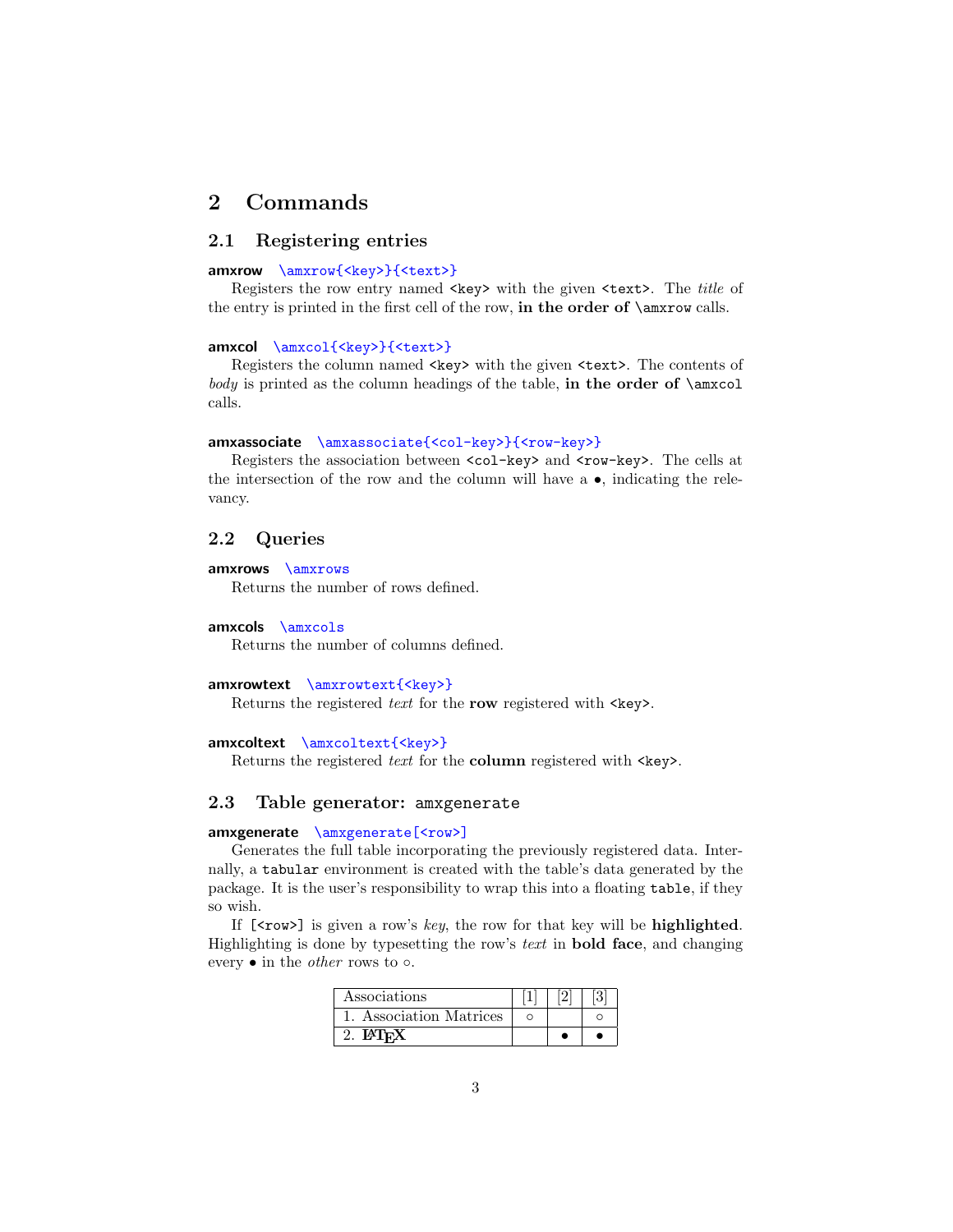# 2 Commands

## 2.1 Registering entries

**amxrow** `\amxrow{<key>}{<text>}`

Registers the row entry named `<key>` with the given `<text>`. The *title* of the entry is printed in the first cell of the row, **in the order of** `\amxrow` calls.

**amxcol** `\amxcol{<key>}{<text>}`

Registers the column named `<key>` with the given `<text>`. The contents of *body* is printed as the column headings of the table, **in the order of** `\amxcol` calls.

**amxassociate** `\amxassociate{<col-key>}{<row-key>}`

Registers the association between `<col-key>` and `<row-key>`. The cells at the intersection of the row and the column will have a •, indicating the relevancy.

## 2.2 Queries

**amxrows** `\amxrows`

Returns the number of rows defined.

**amxcols** `\amxcols`

Returns the number of columns defined.

**amxrowtext** `\amxrowtext{<key>}`

Returns the registered *text* for the **row** registered with `<key>`.

**amxcoltext** `\amxcoltext{<key>}`

Returns the registered *text* for the **column** registered with `<key>`.

## 2.3 Table generator: `amxgenerate`

**amxgenerate** `\amxgenerate[<row>]`

Generates the full table incorporating the previously registered data. Internally, a `tabular` environment is created with the table's data generated by the package. It is the user's responsibility to wrap this into a floating `table`, if they so wish.

If `[<row>]` is given a row's *key*, the row for that key will be **highlighted**. Highlighting is done by typesetting the row's *text* in **bold face**, and changing every • in the *other* rows to ◦.

| Associations | [1] | [2] | [3] |
|---|---|---|---|
| 1. Association Matrices | ◦ | | ◦ |
| 2. **LaTeX** | | • | • |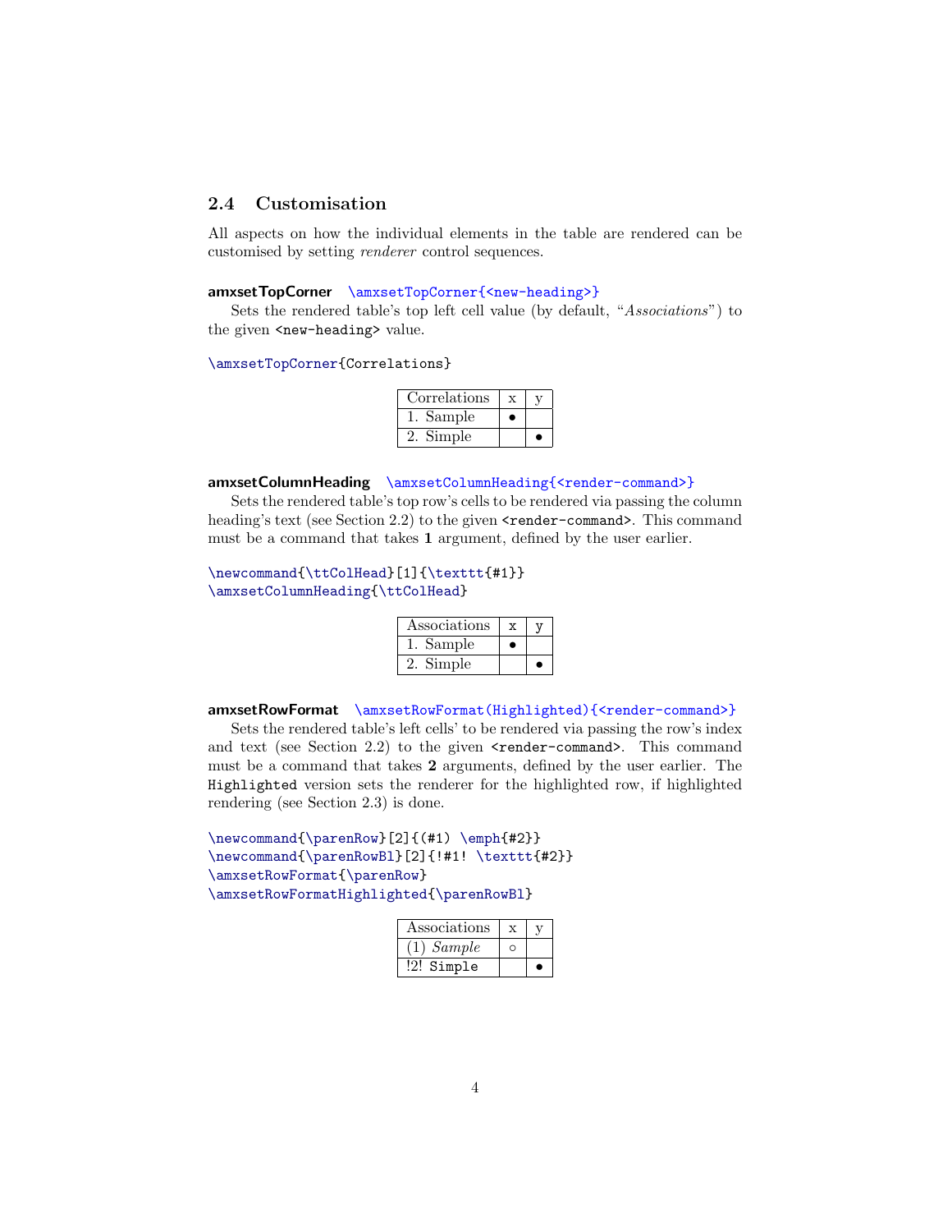### 2.4 Customisation

All aspects on how the individual elements in the table are rendered can be customised by setting *renderer* control sequences.

**amxsetTopCorner** `\amxsetTopCorner{<new-heading>}`
Sets the rendered table's top left cell value (by default, "*Associations*") to the given `<new-heading>` value.

```
\amxsetTopCorner{Correlations}
```

| Correlations | x | y |
|---|---|---|
| 1. Sample | • | |
| 2. Simple | | • |

**amxsetColumnHeading** `\amxsetColumnHeading{<render-command>}`
Sets the rendered table's top row's cells to be rendered via passing the column heading's text (see Section 2.2) to the given `<render-command>`. This command must be a command that takes **1** argument, defined by the user earlier.

```
\newcommand{\ttColHead}[1]{\texttt{#1}}
\amxsetColumnHeading{\ttColHead}
```

| Associations | x | y |
|---|---|---|
| 1. Sample | • | |
| 2. Simple | | • |

**amxsetRowFormat** `\amxsetRowFormat(Highlighted){<render-command>}`
Sets the rendered table's left cells' to be rendered via passing the row's index and text (see Section 2.2) to the given `<render-command>`. This command must be a command that takes **2** arguments, defined by the user earlier. The `Highlighted` version sets the renderer for the highlighted row, if highlighted rendering (see Section 2.3) is done.

```
\newcommand{\parenRow}[2]{(#1) \emph{#2}}
\newcommand{\parenRowBl}[2]{!#1! \texttt{#2}}
\amxsetRowFormat{\parenRow}
\amxsetRowFormatHighlighted{\parenRowBl}
```

| Associations | x | y |
|---|---|---|
| (1) *Sample* | ○ | |
| !2! `Simple` | | • |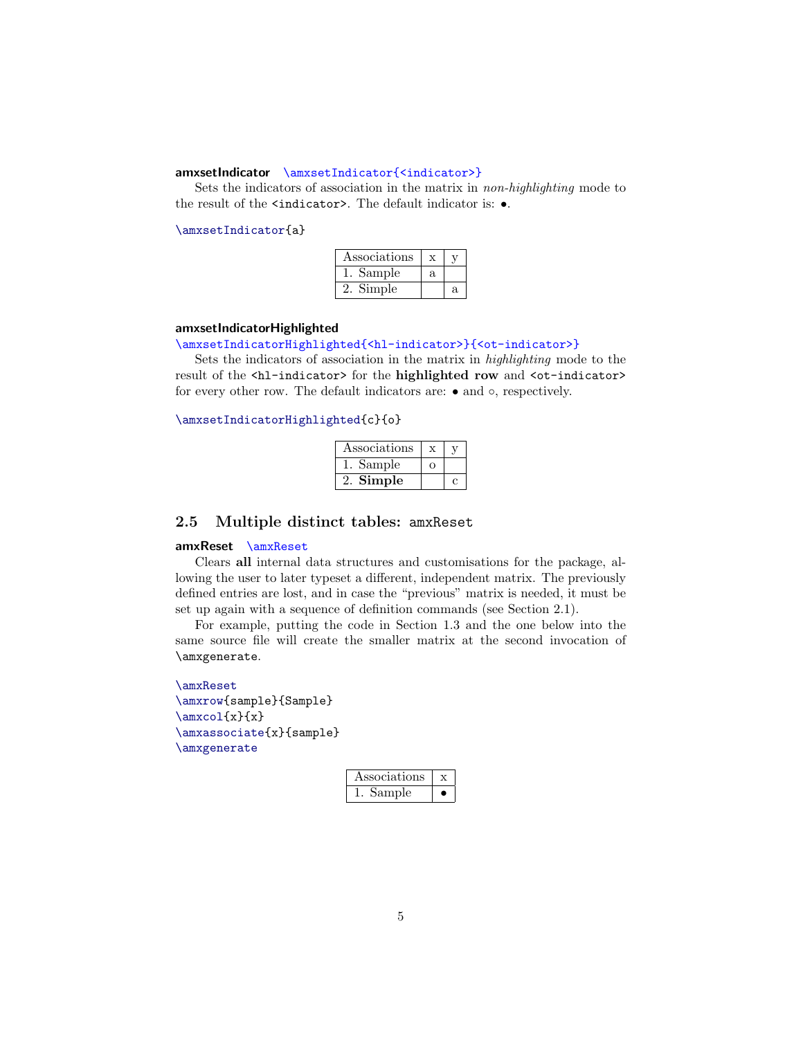**amxsetIndicator** `\amxsetIndicator{<indicator>}`

Sets the indicators of association in the matrix in *non-highlighting* mode to the result of the `<indicator>`. The default indicator is: •.

```
\amxsetIndicator{a}
```

| Associations | x | y |
|---|---|---|
| 1. Sample | a | |
| 2. Simple | | a |

**amxsetIndicatorHighlighted**

`\amxsetIndicatorHighlighted{<hl-indicator>}{<ot-indicator>}`

Sets the indicators of association in the matrix in *highlighting* mode to the result of the `<hl-indicator>` for the **highlighted row** and `<ot-indicator>` for every other row. The default indicators are: • and ∘, respectively.

```
\amxsetIndicatorHighlighted{c}{o}
```

| Associations | x | y |
|---|---|---|
| 1. Sample | o | |
| 2. **Simple** | | c |

## 2.5 Multiple distinct tables: amxReset

**amxReset** `\amxReset`

Clears **all** internal data structures and customisations for the package, allowing the user to later typeset a different, independent matrix. The previously defined entries are lost, and in case the "previous" matrix is needed, it must be set up again with a sequence of definition commands (see Section 2.1).

For example, putting the code in Section 1.3 and the one below into the same source file will create the smaller matrix at the second invocation of `\amxgenerate`.

```
\amxReset
\amxrow{sample}{Sample}
\amxcol{x}{x}
\amxassociate{x}{sample}
\amxgenerate
```

| Associations | x |
|---|---|
| 1. Sample | • |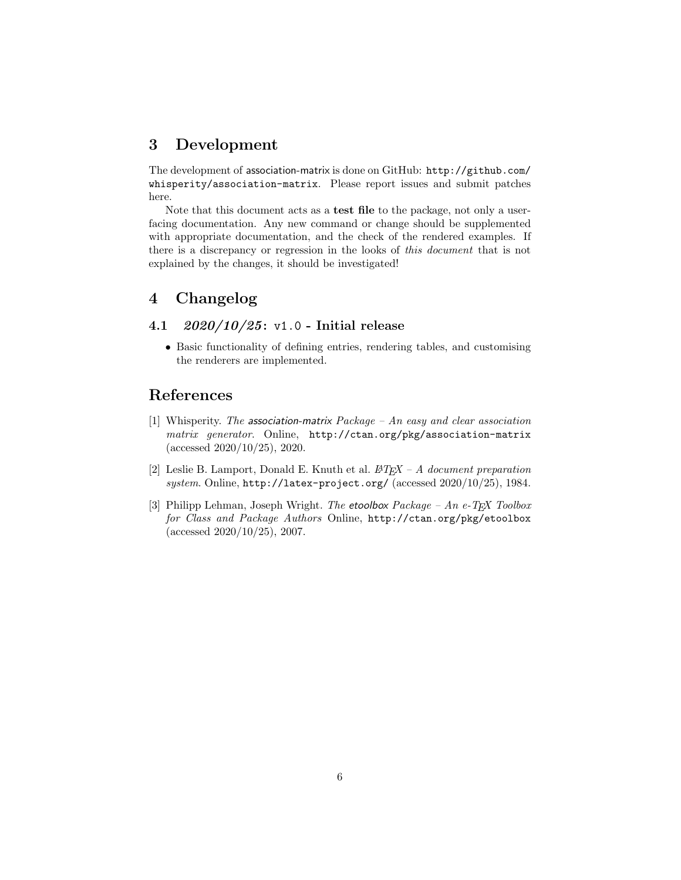# 3 Development

The development of association-matrix is done on GitHub: `http://github.com/whisperity/association-matrix`. Please report issues and submit patches here.

Note that this document acts as a **test file** to the package, not only a user-facing documentation. Any new command or change should be supplemented with appropriate documentation, and the check of the rendered examples. If there is a discrepancy or regression in the looks of *this document* that is not explained by the changes, it should be investigated!

# 4 Changelog

## 4.1 *2020/10/25*: `v1.0` - Initial release

- Basic functionality of defining entries, rendering tables, and customising the renderers are implemented.

# References

[1] Whisperity. *The association-matrix Package – An easy and clear association matrix generator.* Online, `http://ctan.org/pkg/association-matrix` (accessed 2020/10/25), 2020.

[2] Leslie B. Lamport, Donald E. Knuth et al. *LaTeX – A document preparation system.* Online, `http://latex-project.org/` (accessed 2020/10/25), 1984.

[3] Philipp Lehman, Joseph Wright. *The etoolbox Package – An e-TeX Toolbox for Class and Package Authors* Online, `http://ctan.org/pkg/etoolbox` (accessed 2020/10/25), 2007.